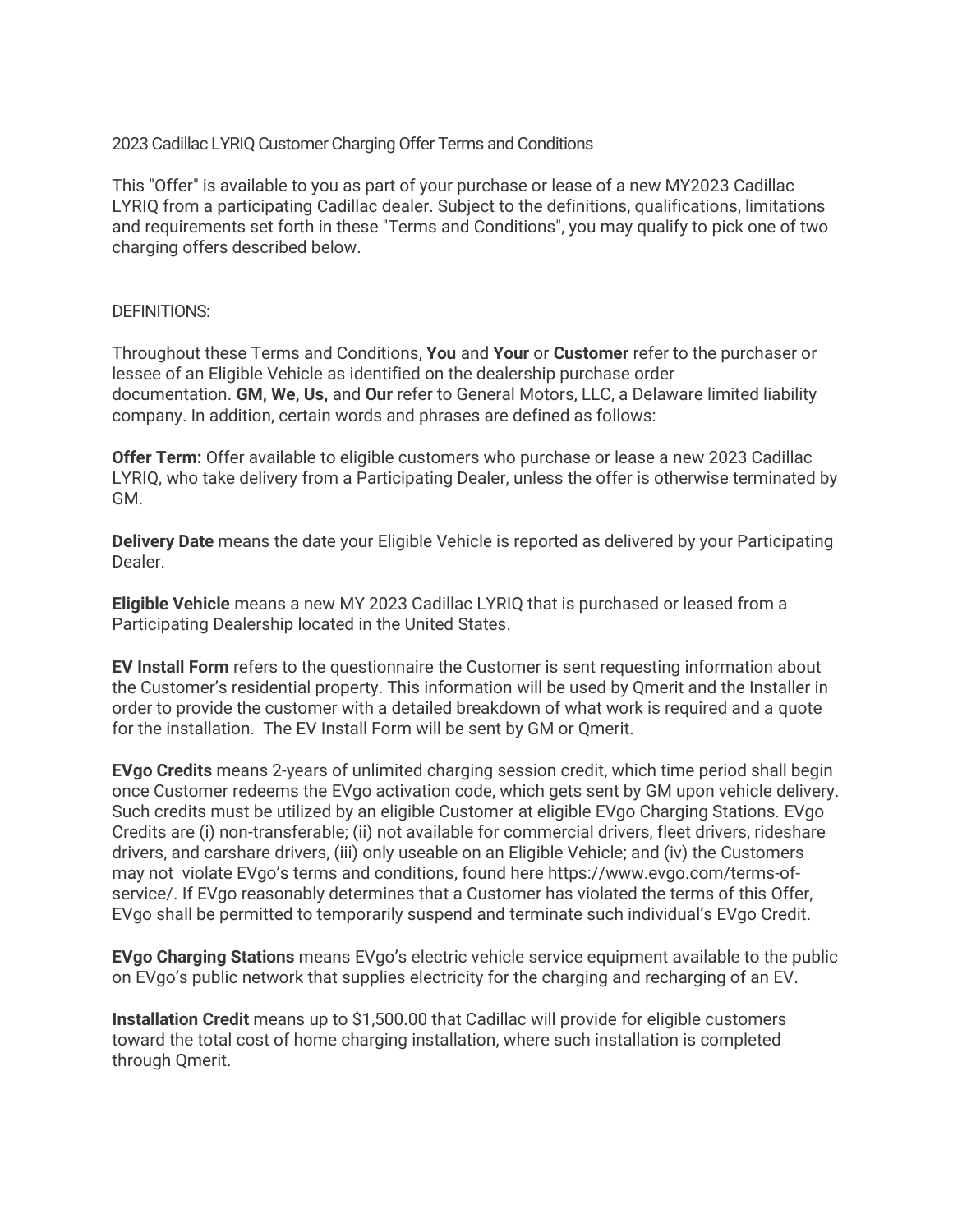# 2023 Cadillac LYRIQ Customer Charging Offer Terms and Conditions

This "Offer" is available to you as part of your purchase or lease of a new MY2023 Cadillac LYRIQ from a participating Cadillac dealer. Subject to the definitions, qualifications, limitations and requirements set forth in these "Terms and Conditions", you may qualify to pick one of two charging offers described below.

## DEFINITIONS:

Throughout these Terms and Conditions, **You** and **Your** or **Customer** refer to the purchaser or lessee of an Eligible Vehicle as identified on the dealership purchase order documentation. **GM, We, Us,** and **Our** refer to General Motors, LLC, a Delaware limited liability company. In addition, certain words and phrases are defined as follows:

**Offer Term:** Offer available to eligible customers who purchase or lease a new 2023 Cadillac LYRIQ, who take delivery from a Participating Dealer, unless the offer is otherwise terminated by GM.

**Delivery Date** means the date your Eligible Vehicle is reported as delivered by your Participating Dealer.

**Eligible Vehicle** means a new MY 2023 Cadillac LYRIQ that is purchased or leased from a Participating Dealership located in the United States.

**EV Install Form** refers to the questionnaire the Customer is sent requesting information about the Customer's residential property. This information will be used by Qmerit and the Installer in order to provide the customer with a detailed breakdown of what work is required and a quote for the installation. The EV Install Form will be sent by GM or Qmerit.

**EVgo Credits** means 2-years of unlimited charging session credit, which time period shall begin once Customer redeems the EVgo activation code, which gets sent by GM upon vehicle delivery. Such credits must be utilized by an eligible Customer at eligible EVgo Charging Stations. EVgo Credits are (i) non-transferable; (ii) not available for commercial drivers, fleet drivers, rideshare drivers, and carshare drivers, (iii) only useable on an Eligible Vehicle; and (iv) the Customers may not violate EVgo's terms and conditions, found here https://www.evgo.com/terms-of-service/. If EVgo reasonably determines that a Customer has violated the terms of this Offer, EVgo shall be permitted to temporarily suspend and terminate such individual's EVgo Credit.

**EVgo Charging Stations** means EVgo's electric vehicle service equipment available to the public on EVgo's public network that supplies electricity for the charging and recharging of an EV.

**Installation Credit** means up to $1,500.00 that Cadillac will provide for eligible customers toward the total cost of home charging installation, where such installation is completed through Qmerit.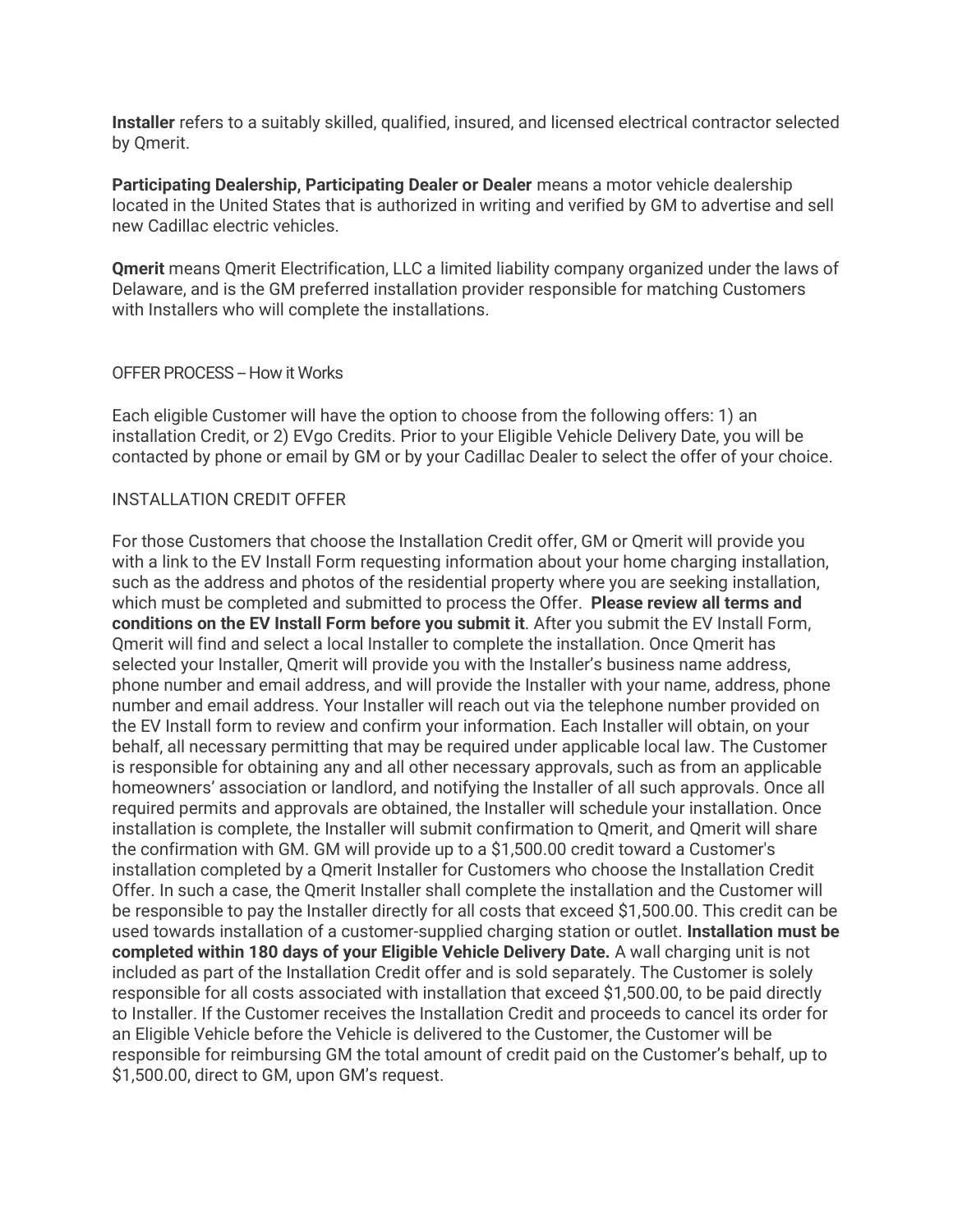**Installer** refers to a suitably skilled, qualified, insured, and licensed electrical contractor selected by Qmerit.

**Participating Dealership, Participating Dealer or Dealer** means a motor vehicle dealership located in the United States that is authorized in writing and verified by GM to advertise and sell new Cadillac electric vehicles.

**Qmerit** means Qmerit Electrification, LLC a limited liability company organized under the laws of Delaware, and is the GM preferred installation provider responsible for matching Customers with Installers who will complete the installations.

OFFER PROCESS – How it Works

Each eligible Customer will have the option to choose from the following offers: 1) an installation Credit, or 2) EVgo Credits. Prior to your Eligible Vehicle Delivery Date, you will be contacted by phone or email by GM or by your Cadillac Dealer to select the offer of your choice.

INSTALLATION CREDIT OFFER

For those Customers that choose the Installation Credit offer, GM or Qmerit will provide you with a link to the EV Install Form requesting information about your home charging installation, such as the address and photos of the residential property where you are seeking installation, which must be completed and submitted to process the Offer. **Please review all terms and conditions on the EV Install Form before you submit it**. After you submit the EV Install Form, Qmerit will find and select a local Installer to complete the installation. Once Qmerit has selected your Installer, Qmerit will provide you with the Installer's business name address, phone number and email address, and will provide the Installer with your name, address, phone number and email address. Your Installer will reach out via the telephone number provided on the EV Install form to review and confirm your information. Each Installer will obtain, on your behalf, all necessary permitting that may be required under applicable local law. The Customer is responsible for obtaining any and all other necessary approvals, such as from an applicable homeowners' association or landlord, and notifying the Installer of all such approvals. Once all required permits and approvals are obtained, the Installer will schedule your installation. Once installation is complete, the Installer will submit confirmation to Qmerit, and Qmerit will share the confirmation with GM. GM will provide up to a $1,500.00 credit toward a Customer's installation completed by a Qmerit Installer for Customers who choose the Installation Credit Offer. In such a case, the Qmerit Installer shall complete the installation and the Customer will be responsible to pay the Installer directly for all costs that exceed $1,500.00. This credit can be used towards installation of a customer-supplied charging station or outlet. **Installation must be completed within 180 days of your Eligible Vehicle Delivery Date.** A wall charging unit is not included as part of the Installation Credit offer and is sold separately. The Customer is solely responsible for all costs associated with installation that exceed $1,500.00, to be paid directly to Installer. If the Customer receives the Installation Credit and proceeds to cancel its order for an Eligible Vehicle before the Vehicle is delivered to the Customer, the Customer will be responsible for reimbursing GM the total amount of credit paid on the Customer's behalf, up to $1,500.00, direct to GM, upon GM's request.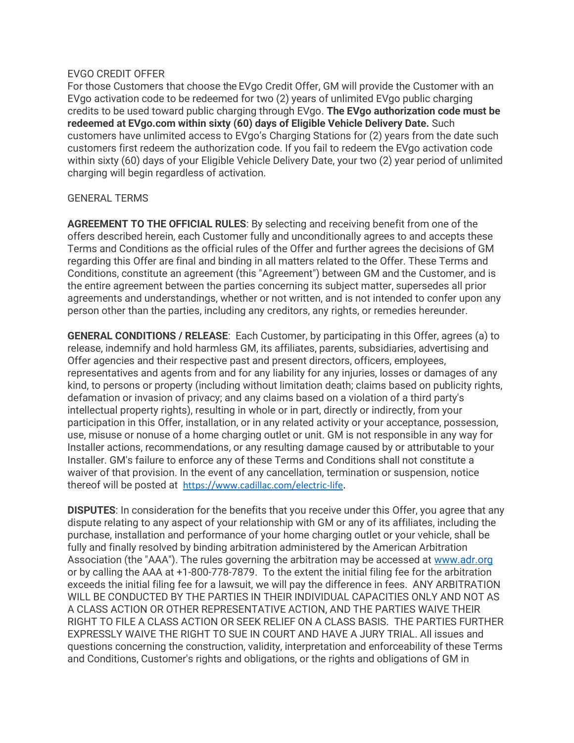EVGO CREDIT OFFER

For those Customers that choose the EVgo Credit Offer, GM will provide the Customer with an EVgo activation code to be redeemed for two (2) years of unlimited EVgo public charging credits to be used toward public charging through EVgo. **The EVgo authorization code must be redeemed at EVgo.com within sixty (60) days of Eligible Vehicle Delivery Date.** Such customers have unlimited access to EVgo's Charging Stations for (2) years from the date such customers first redeem the authorization code. If you fail to redeem the EVgo activation code within sixty (60) days of your Eligible Vehicle Delivery Date, your two (2) year period of unlimited charging will begin regardless of activation.

GENERAL TERMS

**AGREEMENT TO THE OFFICIAL RULES**: By selecting and receiving benefit from one of the offers described herein, each Customer fully and unconditionally agrees to and accepts these Terms and Conditions as the official rules of the Offer and further agrees the decisions of GM regarding this Offer are final and binding in all matters related to the Offer. These Terms and Conditions, constitute an agreement (this "Agreement") between GM and the Customer, and is the entire agreement between the parties concerning its subject matter, supersedes all prior agreements and understandings, whether or not written, and is not intended to confer upon any person other than the parties, including any creditors, any rights, or remedies hereunder.

**GENERAL CONDITIONS / RELEASE**: Each Customer, by participating in this Offer, agrees (a) to release, indemnify and hold harmless GM, its affiliates, parents, subsidiaries, advertising and Offer agencies and their respective past and present directors, officers, employees, representatives and agents from and for any liability for any injuries, losses or damages of any kind, to persons or property (including without limitation death; claims based on publicity rights, defamation or invasion of privacy; and any claims based on a violation of a third party's intellectual property rights), resulting in whole or in part, directly or indirectly, from your participation in this Offer, installation, or in any related activity or your acceptance, possession, use, misuse or nonuse of a home charging outlet or unit. GM is not responsible in any way for Installer actions, recommendations, or any resulting damage caused by or attributable to your Installer. GM's failure to enforce any of these Terms and Conditions shall not constitute a waiver of that provision. In the event of any cancellation, termination or suspension, notice thereof will be posted at https://www.cadillac.com/electric-life.

**DISPUTES**: In consideration for the benefits that you receive under this Offer, you agree that any dispute relating to any aspect of your relationship with GM or any of its affiliates, including the purchase, installation and performance of your home charging outlet or your vehicle, shall be fully and finally resolved by binding arbitration administered by the American Arbitration Association (the "AAA"). The rules governing the arbitration may be accessed at www.adr.org or by calling the AAA at +1-800-778-7879. To the extent the initial filing fee for the arbitration exceeds the initial filing fee for a lawsuit, we will pay the difference in fees. ANY ARBITRATION WILL BE CONDUCTED BY THE PARTIES IN THEIR INDIVIDUAL CAPACITIES ONLY AND NOT AS A CLASS ACTION OR OTHER REPRESENTATIVE ACTION, AND THE PARTIES WAIVE THEIR RIGHT TO FILE A CLASS ACTION OR SEEK RELIEF ON A CLASS BASIS. THE PARTIES FURTHER EXPRESSLY WAIVE THE RIGHT TO SUE IN COURT AND HAVE A JURY TRIAL. All issues and questions concerning the construction, validity, interpretation and enforceability of these Terms and Conditions, Customer's rights and obligations, or the rights and obligations of GM in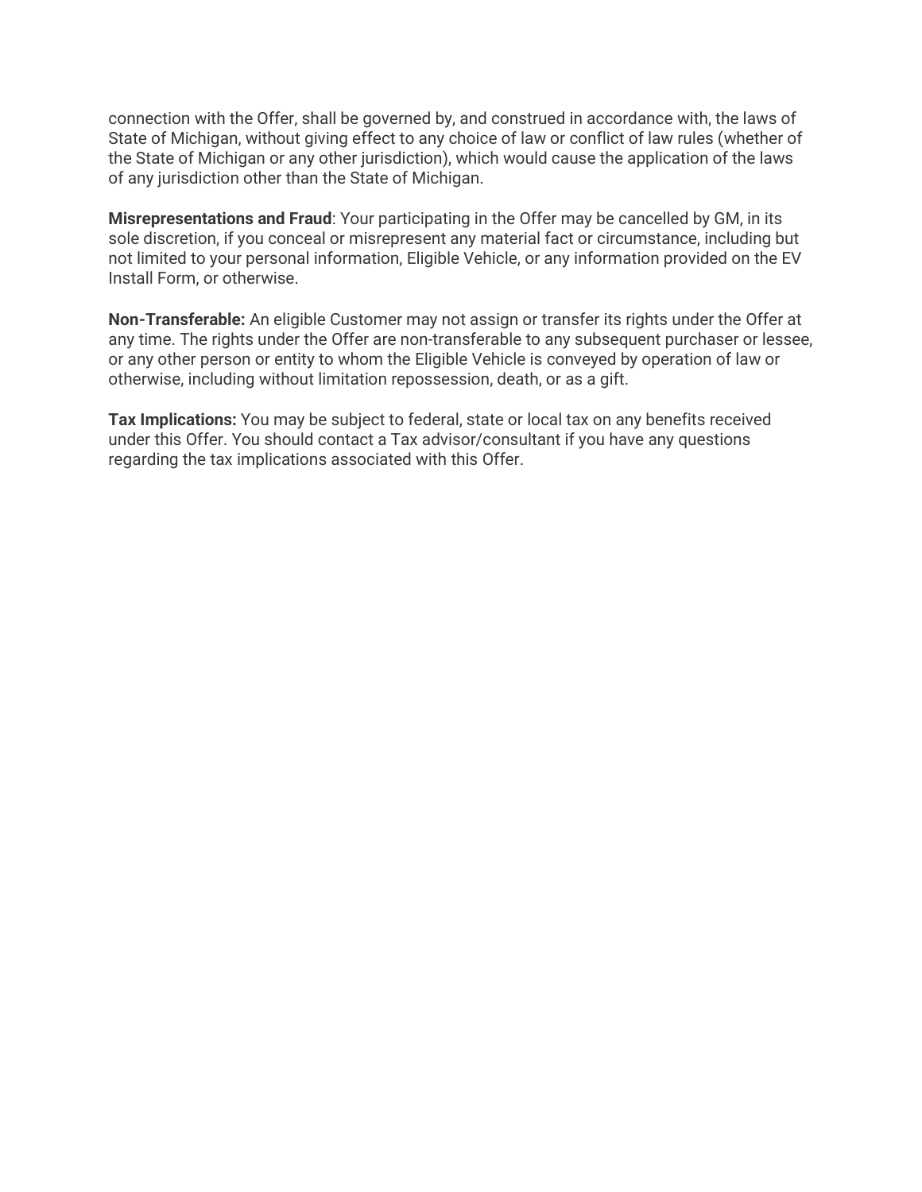connection with the Offer, shall be governed by, and construed in accordance with, the laws of State of Michigan, without giving effect to any choice of law or conflict of law rules (whether of the State of Michigan or any other jurisdiction), which would cause the application of the laws of any jurisdiction other than the State of Michigan.

**Misrepresentations and Fraud**: Your participating in the Offer may be cancelled by GM, in its sole discretion, if you conceal or misrepresent any material fact or circumstance, including but not limited to your personal information, Eligible Vehicle, or any information provided on the EV Install Form, or otherwise.

**Non-Transferable:** An eligible Customer may not assign or transfer its rights under the Offer at any time. The rights under the Offer are non-transferable to any subsequent purchaser or lessee, or any other person or entity to whom the Eligible Vehicle is conveyed by operation of law or otherwise, including without limitation repossession, death, or as a gift.

**Tax Implications:** You may be subject to federal, state or local tax on any benefits received under this Offer. You should contact a Tax advisor/consultant if you have any questions regarding the tax implications associated with this Offer.